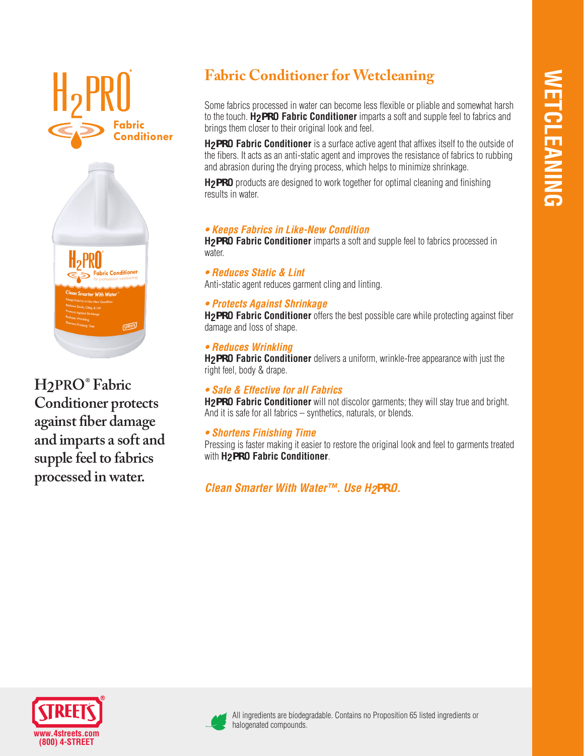# H2PRO® Fabric Conditioner

**H2PRO® Fabric Conditioner protects against fiber damage and imparts a soft and supple feel to fabrics processed in water.**

## Fabric Conditioner for Wetcleaning

Some fabrics processed in water can become less flexible or pliable and somewhat harsh to the touch. **H2PRO Fabric Conditioner** imparts a soft and supple feel to fabrics and brings them closer to their original look and feel.

**H2PRO Fabric Conditioner** is a surface active agent that affixes itself to the outside of the fibers. It acts as an anti-static agent and improves the resistance of fabrics to rubbing and abrasion during the drying process, which helps to minimize shrinkage.

**H2PRO** products are designed to work together for optimal cleaning and finishing results in water.

***• Keeps Fabrics in Like-New Condition***
**H2PRO Fabric Conditioner** imparts a soft and supple feel to fabrics processed in water.

***• Reduces Static & Lint***
Anti-static agent reduces garment cling and linting.

***• Protects Against Shrinkage***
**H2PRO Fabric Conditioner** offers the best possible care while protecting against fiber damage and loss of shape.

***• Reduces Wrinkling***
**H2PRO Fabric Conditioner** delivers a uniform, wrinkle-free appearance with just the right feel, body & drape.

***• Safe & Effective for all Fabrics***
**H2PRO Fabric Conditioner** will not discolor garments; they will stay true and bright. And it is safe for all fabrics – synthetics, naturals, or blends.

***• Shortens Finishing Time***
Pressing is faster making it easier to restore the original look and feel to garments treated with **H2PRO Fabric Conditioner**.

***Clean Smarter With Water™. Use H2PRO.***

WETCLEANING

STREETS®
www.4streets.com
(800) 4-STREET

All ingredients are biodegradable. Contains no Proposition 65 listed ingredients or halogenated compounds.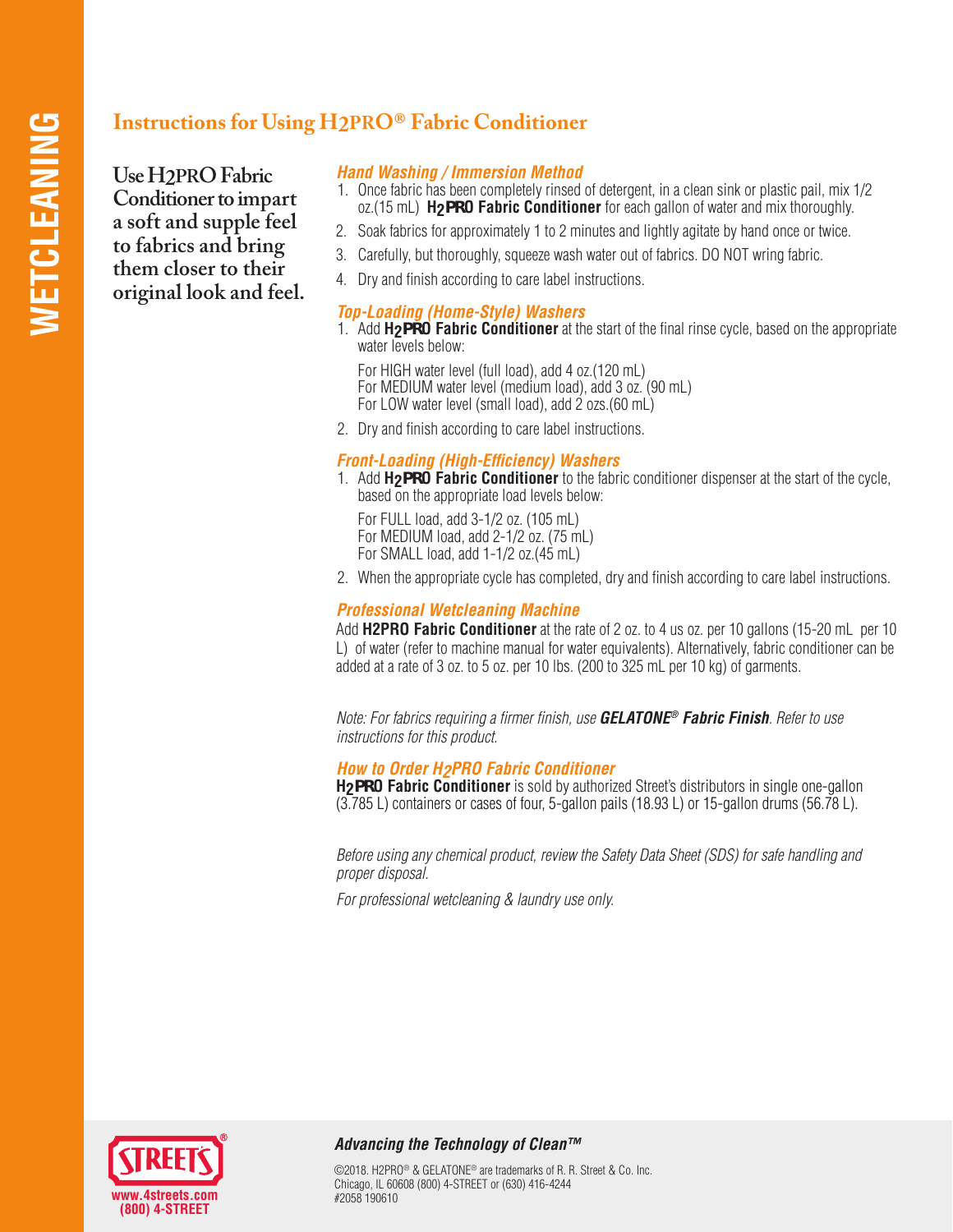## Instructions for Using H2PRO® Fabric Conditioner

**Use H2PRO Fabric Conditioner to impart a soft and supple feel to fabrics and bring them closer to their original look and feel.**

### *Hand Washing / Immersion Method*

1. Once fabric has been completely rinsed of detergent, in a clean sink or plastic pail, mix 1/2 oz.(15 mL) **H2PRO Fabric Conditioner** for each gallon of water and mix thoroughly.
2. Soak fabrics for approximately 1 to 2 minutes and lightly agitate by hand once or twice.
3. Carefully, but thoroughly, squeeze wash water out of fabrics. DO NOT wring fabric.
4. Dry and finish according to care label instructions.

### *Top-Loading (Home-Style) Washers*

1. Add **H2PRO Fabric Conditioner** at the start of the final rinse cycle, based on the appropriate water levels below:

   For HIGH water level (full load), add 4 oz.(120 mL)
   For MEDIUM water level (medium load), add 3 oz. (90 mL)
   For LOW water level (small load), add 2 ozs.(60 mL)

2. Dry and finish according to care label instructions.

### *Front-Loading (High-Efficiency) Washers*

1. Add **H2PRO Fabric Conditioner** to the fabric conditioner dispenser at the start of the cycle, based on the appropriate load levels below:

   For FULL load, add 3-1/2 oz. (105 mL)
   For MEDIUM load, add 2-1/2 oz. (75 mL)
   For SMALL load, add 1-1/2 oz.(45 mL)

2. When the appropriate cycle has completed, dry and finish according to care label instructions.

### *Professional Wetcleaning Machine*

Add **H2PRO Fabric Conditioner** at the rate of 2 oz. to 4 us oz. per 10 gallons (15-20 mL per 10 L) of water (refer to machine manual for water equivalents). Alternatively, fabric conditioner can be added at a rate of 3 oz. to 5 oz. per 10 lbs. (200 to 325 mL per 10 kg) of garments.

*Note: For fabrics requiring a firmer finish, use **GELATONE® Fabric Finish**. Refer to use instructions for this product.*

### *How to Order H2PRO Fabric Conditioner*

**H2PRO Fabric Conditioner** is sold by authorized Street's distributors in single one-gallon (3.785 L) containers or cases of four, 5-gallon pails (18.93 L) or 15-gallon drums (56.78 L).

*Before using any chemical product, review the Safety Data Sheet (SDS) for safe handling and proper disposal.*

*For professional wetcleaning & laundry use only.*

***Advancing the Technology of Clean™***

©2018. H2PRO® & GELATONE® are trademarks of R. R. Street & Co. Inc.
Chicago, IL 60608 (800) 4-STREET or (630) 416-4244
#2058 190610

STREET'S®
www.4streets.com
(800) 4-STREET